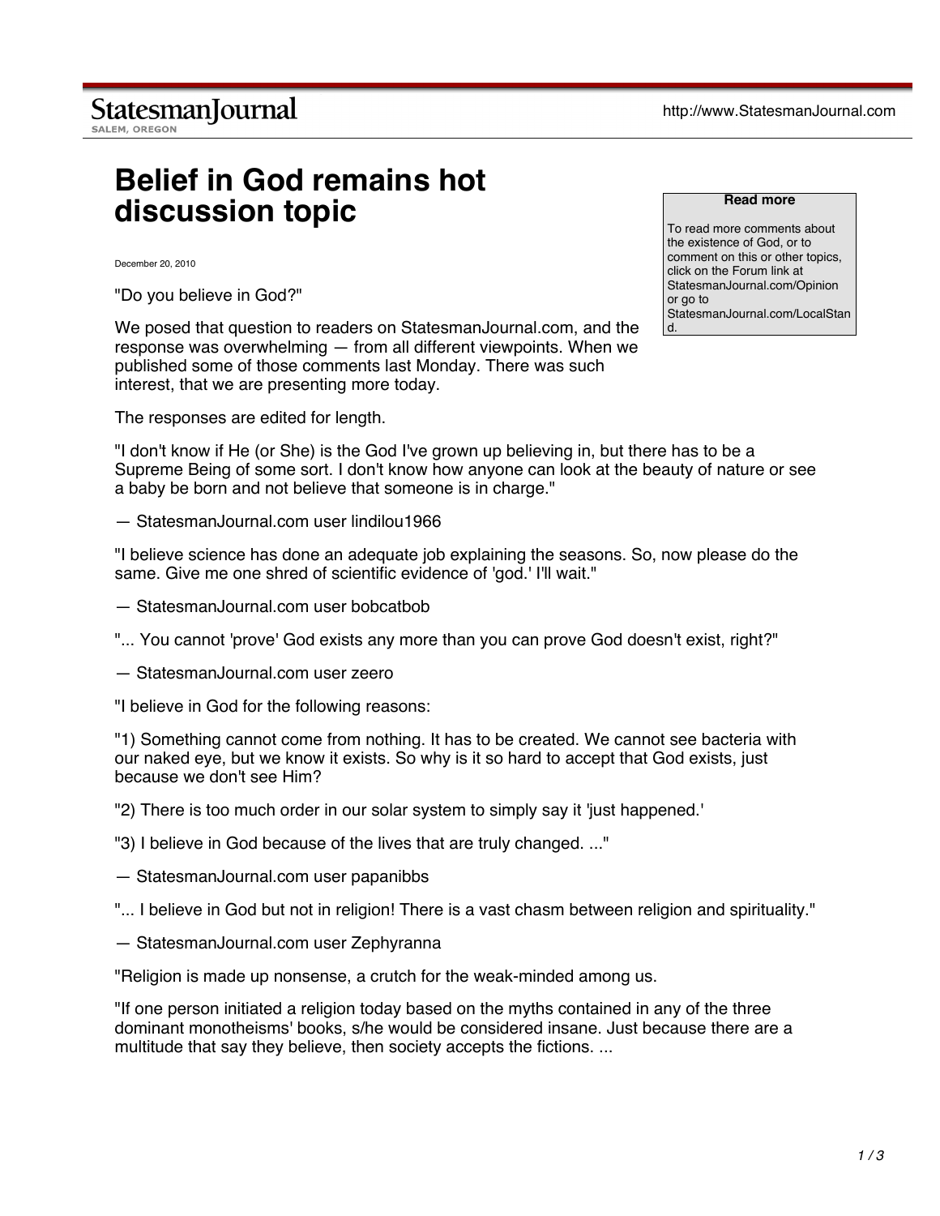StatesmanJournal
SALEM, OREGON

http://www.StatesmanJournal.com

# Belief in God remains hot discussion topic

December 20, 2010

**Read more**

To read more comments about the existence of God, or to comment on this or other topics, click on the Forum link at StatesmanJournal.com/Opinion or go to StatesmanJournal.com/LocalStand.

"Do you believe in God?"

We posed that question to readers on StatesmanJournal.com, and the response was overwhelming — from all different viewpoints. When we published some of those comments last Monday. There was such interest, that we are presenting more today.

The responses are edited for length.

"I don't know if He (or She) is the God I've grown up believing in, but there has to be a Supreme Being of some sort. I don't know how anyone can look at the beauty of nature or see a baby be born and not believe that someone is in charge."

— StatesmanJournal.com user lindilou1966

"I believe science has done an adequate job explaining the seasons. So, now please do the same. Give me one shred of scientific evidence of 'god.' I'll wait."

— StatesmanJournal.com user bobcatbob

"... You cannot 'prove' God exists any more than you can prove God doesn't exist, right?"

— StatesmanJournal.com user zeero

"I believe in God for the following reasons:

"1) Something cannot come from nothing. It has to be created. We cannot see bacteria with our naked eye, but we know it exists. So why is it so hard to accept that God exists, just because we don't see Him?

"2) There is too much order in our solar system to simply say it 'just happened.'

"3) I believe in God because of the lives that are truly changed. ..."

— StatesmanJournal.com user papanibbs

"... I believe in God but not in religion! There is a vast chasm between religion and spirituality."

— StatesmanJournal.com user Zephyranna

"Religion is made up nonsense, a crutch for the weak-minded among us.

"If one person initiated a religion today based on the myths contained in any of the three dominant monotheisms' books, s/he would be considered insane. Just because there are a multitude that say they believe, then society accepts the fictions. ...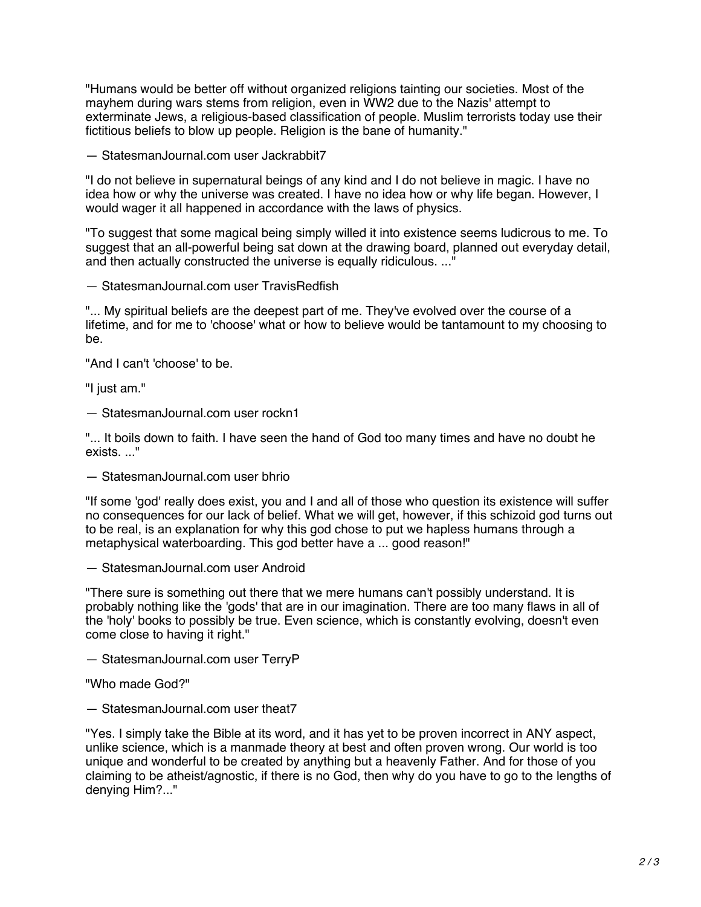"Humans would be better off without organized religions tainting our societies. Most of the mayhem during wars stems from religion, even in WW2 due to the Nazis' attempt to exterminate Jews, a religious-based classification of people. Muslim terrorists today use their fictitious beliefs to blow up people. Religion is the bane of humanity."

— StatesmanJournal.com user Jackrabbit7

"I do not believe in supernatural beings of any kind and I do not believe in magic. I have no idea how or why the universe was created. I have no idea how or why life began. However, I would wager it all happened in accordance with the laws of physics.

"To suggest that some magical being simply willed it into existence seems ludicrous to me. To suggest that an all-powerful being sat down at the drawing board, planned out everyday detail, and then actually constructed the universe is equally ridiculous. ..."

— StatesmanJournal.com user TravisRedfish

"... My spiritual beliefs are the deepest part of me. They've evolved over the course of a lifetime, and for me to 'choose' what or how to believe would be tantamount to my choosing to be.

"And I can't 'choose' to be.

"I just am."

— StatesmanJournal.com user rockn1

"... It boils down to faith. I have seen the hand of God too many times and have no doubt he exists. ..."

— StatesmanJournal.com user bhrio

"If some 'god' really does exist, you and I and all of those who question its existence will suffer no consequences for our lack of belief. What we will get, however, if this schizoid god turns out to be real, is an explanation for why this god chose to put we hapless humans through a metaphysical waterboarding. This god better have a ... good reason!"

— StatesmanJournal.com user Android

"There sure is something out there that we mere humans can't possibly understand. It is probably nothing like the 'gods' that are in our imagination. There are too many flaws in all of the 'holy' books to possibly be true. Even science, which is constantly evolving, doesn't even come close to having it right."

— StatesmanJournal.com user TerryP

"Who made God?"

— StatesmanJournal.com user theat7

"Yes. I simply take the Bible at its word, and it has yet to be proven incorrect in ANY aspect, unlike science, which is a manmade theory at best and often proven wrong. Our world is too unique and wonderful to be created by anything but a heavenly Father. And for those of you claiming to be atheist/agnostic, if there is no God, then why do you have to go to the lengths of denying Him?..."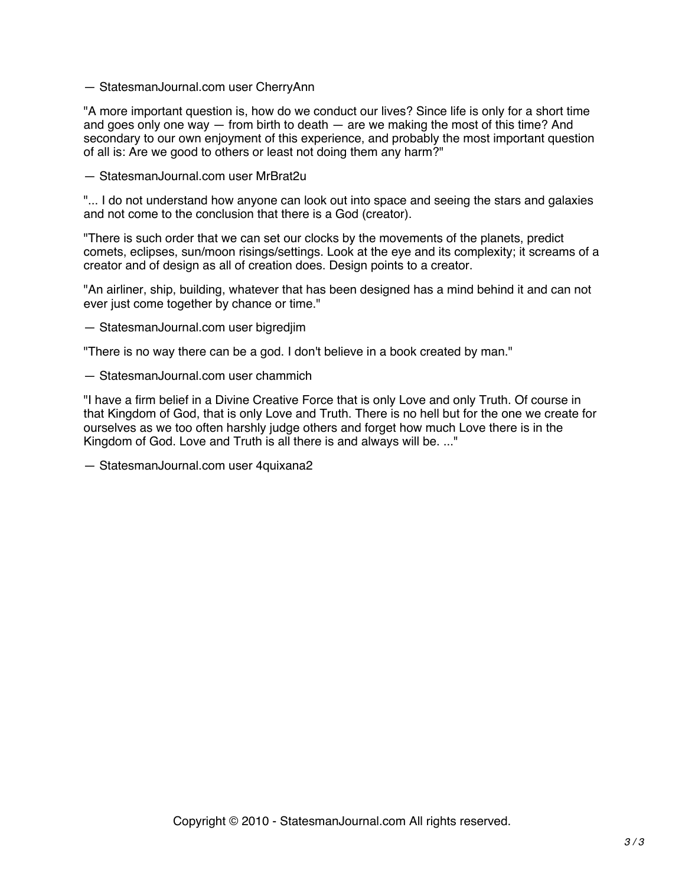— StatesmanJournal.com user CherryAnn

"A more important question is, how do we conduct our lives? Since life is only for a short time and goes only one way — from birth to death — are we making the most of this time? And secondary to our own enjoyment of this experience, and probably the most important question of all is: Are we good to others or least not doing them any harm?"

— StatesmanJournal.com user MrBrat2u

"... I do not understand how anyone can look out into space and seeing the stars and galaxies and not come to the conclusion that there is a God (creator).

"There is such order that we can set our clocks by the movements of the planets, predict comets, eclipses, sun/moon risings/settings. Look at the eye and its complexity; it screams of a creator and of design as all of creation does. Design points to a creator.

"An airliner, ship, building, whatever that has been designed has a mind behind it and can not ever just come together by chance or time."

— StatesmanJournal.com user bigredjim

"There is no way there can be a god. I don't believe in a book created by man."

— StatesmanJournal.com user chammich

"I have a firm belief in a Divine Creative Force that is only Love and only Truth. Of course in that Kingdom of God, that is only Love and Truth. There is no hell but for the one we create for ourselves as we too often harshly judge others and forget how much Love there is in the Kingdom of God. Love and Truth is all there is and always will be. ..."

— StatesmanJournal.com user 4quixana2

Copyright © 2010 - StatesmanJournal.com All rights reserved.